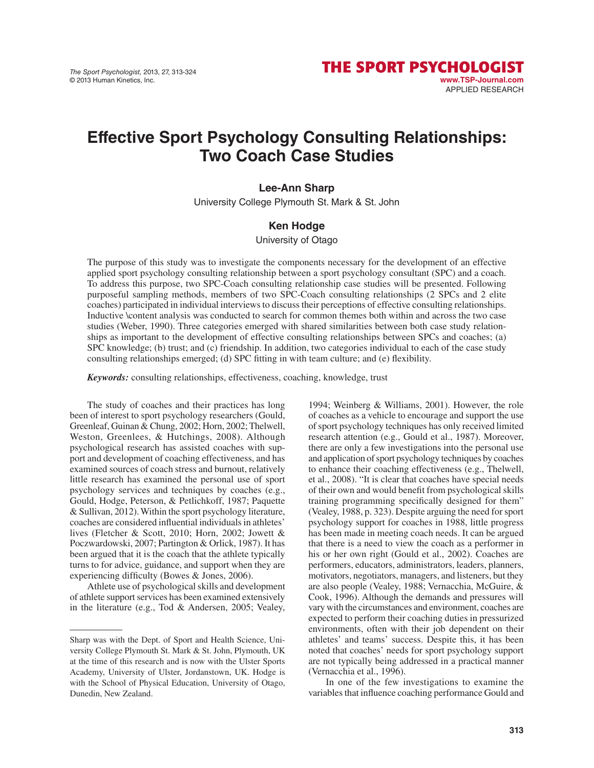# Effective Sport Psychology Consulting Relationships: Two Coach Case Studies

**Lee-Ann Sharp**

University College Plymouth St. Mark & St. John

**Ken Hodge**

University of Otago

The purpose of this study was to investigate the components necessary for the development of an effective applied sport psychology consulting relationship between a sport psychology consultant (SPC) and a coach. To address this purpose, two SPC-Coach consulting relationship case studies will be presented. Following purposeful sampling methods, members of two SPC-Coach consulting relationships (2 SPCs and 2 elite coaches) participated in individual interviews to discuss their perceptions of effective consulting relationships. Inductive \content analysis was conducted to search for common themes both within and across the two case studies (Weber, 1990). Three categories emerged with shared similarities between both case study relationships as important to the development of effective consulting relationships between SPCs and coaches; (a) SPC knowledge; (b) trust; and (c) friendship. In addition, two categories individual to each of the case study consulting relationships emerged; (d) SPC fitting in with team culture; and (e) flexibility.

***Keywords:*** consulting relationships, effectiveness, coaching, knowledge, trust

The study of coaches and their practices has long been of interest to sport psychology researchers (Gould, Greenleaf, Guinan & Chung, 2002; Horn, 2002; Thelwell, Weston, Greenlees, & Hutchings, 2008). Although psychological research has assisted coaches with support and development of coaching effectiveness, and has examined sources of coach stress and burnout, relatively little research has examined the personal use of sport psychology services and techniques by coaches (e.g., Gould, Hodge, Peterson, & Petlichkoff, 1987; Paquette & Sullivan, 2012). Within the sport psychology literature, coaches are considered influential individuals in athletes' lives (Fletcher & Scott, 2010; Horn, 2002; Jowett & Poczwardowski, 2007; Partington & Orlick, 1987). It has been argued that it is the coach that the athlete typically turns to for advice, guidance, and support when they are experiencing difficulty (Bowes & Jones, 2006).

Athlete use of psychological skills and development of athlete support services has been examined extensively in the literature (e.g., Tod & Andersen, 2005; Vealey, 1994; Weinberg & Williams, 2001). However, the role of coaches as a vehicle to encourage and support the use of sport psychology techniques has only received limited research attention (e.g., Gould et al., 1987). Moreover, there are only a few investigations into the personal use and application of sport psychology techniques by coaches to enhance their coaching effectiveness (e.g., Thelwell, et al., 2008). "It is clear that coaches have special needs of their own and would benefit from psychological skills training programming specifically designed for them" (Vealey, 1988, p. 323). Despite arguing the need for sport psychology support for coaches in 1988, little progress has been made in meeting coach needs. It can be argued that there is a need to view the coach as a performer in his or her own right (Gould et al., 2002). Coaches are performers, educators, administrators, leaders, planners, motivators, negotiators, managers, and listeners, but they are also people (Vealey, 1988; Vernacchia, McGuire, & Cook, 1996). Although the demands and pressures will vary with the circumstances and environment, coaches are expected to perform their coaching duties in pressurized environments, often with their job dependent on their athletes' and teams' success. Despite this, it has been noted that coaches' needs for sport psychology support are not typically being addressed in a practical manner (Vernacchia et al., 1996).

In one of the few investigations to examine the variables that influence coaching performance Gould and

---

Sharp was with the Dept. of Sport and Health Science, University College Plymouth St. Mark & St. John, Plymouth, UK at the time of this research and is now with the Ulster Sports Academy, University of Ulster, Jordanstown, UK. Hodge is with the School of Physical Education, University of Otago, Dunedin, New Zealand.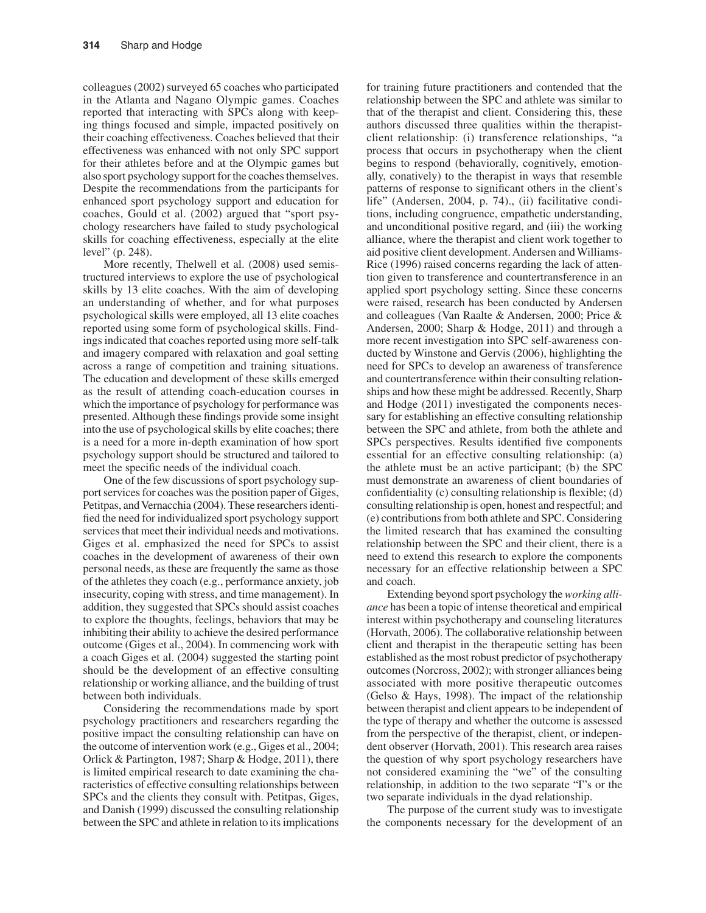colleagues (2002) surveyed 65 coaches who participated in the Atlanta and Nagano Olympic games. Coaches reported that interacting with SPCs along with keeping things focused and simple, impacted positively on their coaching effectiveness. Coaches believed that their effectiveness was enhanced with not only SPC support for their athletes before and at the Olympic games but also sport psychology support for the coaches themselves. Despite the recommendations from the participants for enhanced sport psychology support and education for coaches, Gould et al. (2002) argued that "sport psychology researchers have failed to study psychological skills for coaching effectiveness, especially at the elite level" (p. 248).

More recently, Thelwell et al. (2008) used semistructured interviews to explore the use of psychological skills by 13 elite coaches. With the aim of developing an understanding of whether, and for what purposes psychological skills were employed, all 13 elite coaches reported using some form of psychological skills. Findings indicated that coaches reported using more self-talk and imagery compared with relaxation and goal setting across a range of competition and training situations. The education and development of these skills emerged as the result of attending coach-education courses in which the importance of psychology for performance was presented. Although these findings provide some insight into the use of psychological skills by elite coaches; there is a need for a more in-depth examination of how sport psychology support should be structured and tailored to meet the specific needs of the individual coach.

One of the few discussions of sport psychology support services for coaches was the position paper of Giges, Petitpas, and Vernacchia (2004). These researchers identified the need for individualized sport psychology support services that meet their individual needs and motivations. Giges et al. emphasized the need for SPCs to assist coaches in the development of awareness of their own personal needs, as these are frequently the same as those of the athletes they coach (e.g., performance anxiety, job insecurity, coping with stress, and time management). In addition, they suggested that SPCs should assist coaches to explore the thoughts, feelings, behaviors that may be inhibiting their ability to achieve the desired performance outcome (Giges et al., 2004). In commencing work with a coach Giges et al. (2004) suggested the starting point should be the development of an effective consulting relationship or working alliance, and the building of trust between both individuals.

Considering the recommendations made by sport psychology practitioners and researchers regarding the positive impact the consulting relationship can have on the outcome of intervention work (e.g., Giges et al., 2004; Orlick & Partington, 1987; Sharp & Hodge, 2011), there is limited empirical research to date examining the characteristics of effective consulting relationships between SPCs and the clients they consult with. Petitpas, Giges, and Danish (1999) discussed the consulting relationship between the SPC and athlete in relation to its implications for training future practitioners and contended that the relationship between the SPC and athlete was similar to that of the therapist and client. Considering this, these authors discussed three qualities within the therapist-client relationship: (i) transference relationships, "a process that occurs in psychotherapy when the client begins to respond (behaviorally, cognitively, emotionally, conatively) to the therapist in ways that resemble patterns of response to significant others in the client's life" (Andersen, 2004, p. 74)., (ii) facilitative conditions, including congruence, empathetic understanding, and unconditional positive regard, and (iii) the working alliance, where the therapist and client work together to aid positive client development. Andersen and Williams-Rice (1996) raised concerns regarding the lack of attention given to transference and countertransference in an applied sport psychology setting. Since these concerns were raised, research has been conducted by Andersen and colleagues (Van Raalte & Andersen, 2000; Price & Andersen, 2000; Sharp & Hodge, 2011) and through a more recent investigation into SPC self-awareness conducted by Winstone and Gervis (2006), highlighting the need for SPCs to develop an awareness of transference and countertransference within their consulting relationships and how these might be addressed. Recently, Sharp and Hodge (2011) investigated the components necessary for establishing an effective consulting relationship between the SPC and athlete, from both the athlete and SPCs perspectives. Results identified five components essential for an effective consulting relationship: (a) the athlete must be an active participant; (b) the SPC must demonstrate an awareness of client boundaries of confidentiality (c) consulting relationship is flexible; (d) consulting relationship is open, honest and respectful; and (e) contributions from both athlete and SPC. Considering the limited research that has examined the consulting relationship between the SPC and their client, there is a need to extend this research to explore the components necessary for an effective relationship between a SPC and coach.

Extending beyond sport psychology the *working alliance* has been a topic of intense theoretical and empirical interest within psychotherapy and counseling literatures (Horvath, 2006). The collaborative relationship between client and therapist in the therapeutic setting has been established as the most robust predictor of psychotherapy outcomes (Norcross, 2002); with stronger alliances being associated with more positive therapeutic outcomes (Gelso & Hays, 1998). The impact of the relationship between therapist and client appears to be independent of the type of therapy and whether the outcome is assessed from the perspective of the therapist, client, or independent observer (Horvath, 2001). This research area raises the question of why sport psychology researchers have not considered examining the "we" of the consulting relationship, in addition to the two separate "I"s or the two separate individuals in the dyad relationship.

The purpose of the current study was to investigate the components necessary for the development of an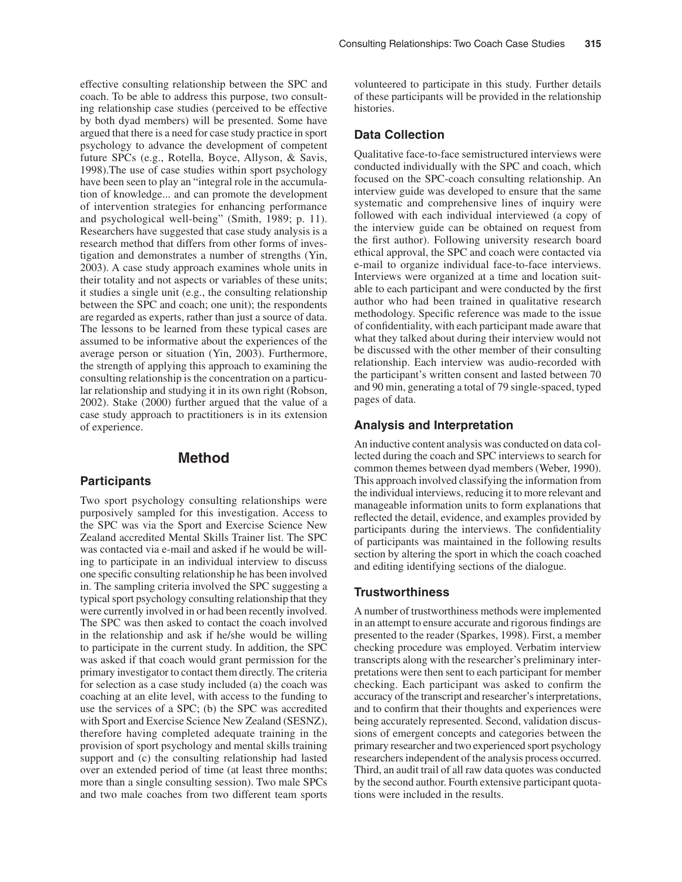effective consulting relationship between the SPC and coach. To be able to address this purpose, two consulting relationship case studies (perceived to be effective by both dyad members) will be presented. Some have argued that there is a need for case study practice in sport psychology to advance the development of competent future SPCs (e.g., Rotella, Boyce, Allyson, & Savis, 1998).The use of case studies within sport psychology have been seen to play an "integral role in the accumulation of knowledge... and can promote the development of intervention strategies for enhancing performance and psychological well-being" (Smith, 1989; p. 11). Researchers have suggested that case study analysis is a research method that differs from other forms of investigation and demonstrates a number of strengths (Yin, 2003). A case study approach examines whole units in their totality and not aspects or variables of these units; it studies a single unit (e.g., the consulting relationship between the SPC and coach; one unit); the respondents are regarded as experts, rather than just a source of data. The lessons to be learned from these typical cases are assumed to be informative about the experiences of the average person or situation (Yin, 2003). Furthermore, the strength of applying this approach to examining the consulting relationship is the concentration on a particular relationship and studying it in its own right (Robson, 2002). Stake (2000) further argued that the value of a case study approach to practitioners is in its extension of experience.

# Method

## Participants

Two sport psychology consulting relationships were purposively sampled for this investigation. Access to the SPC was via the Sport and Exercise Science New Zealand accredited Mental Skills Trainer list. The SPC was contacted via e-mail and asked if he would be willing to participate in an individual interview to discuss one specific consulting relationship he has been involved in. The sampling criteria involved the SPC suggesting a typical sport psychology consulting relationship that they were currently involved in or had been recently involved. The SPC was then asked to contact the coach involved in the relationship and ask if he/she would be willing to participate in the current study. In addition, the SPC was asked if that coach would grant permission for the primary investigator to contact them directly. The criteria for selection as a case study included (a) the coach was coaching at an elite level, with access to the funding to use the services of a SPC; (b) the SPC was accredited with Sport and Exercise Science New Zealand (SESNZ), therefore having completed adequate training in the provision of sport psychology and mental skills training support and (c) the consulting relationship had lasted over an extended period of time (at least three months; more than a single consulting session). Two male SPCs and two male coaches from two different team sports volunteered to participate in this study. Further details of these participants will be provided in the relationship histories.

## Data Collection

Qualitative face-to-face semistructured interviews were conducted individually with the SPC and coach, which focused on the SPC-coach consulting relationship. An interview guide was developed to ensure that the same systematic and comprehensive lines of inquiry were followed with each individual interviewed (a copy of the interview guide can be obtained on request from the first author). Following university research board ethical approval, the SPC and coach were contacted via e-mail to organize individual face-to-face interviews. Interviews were organized at a time and location suitable to each participant and were conducted by the first author who had been trained in qualitative research methodology. Specific reference was made to the issue of confidentiality, with each participant made aware that what they talked about during their interview would not be discussed with the other member of their consulting relationship. Each interview was audio-recorded with the participant's written consent and lasted between 70 and 90 min, generating a total of 79 single-spaced, typed pages of data.

## Analysis and Interpretation

An inductive content analysis was conducted on data collected during the coach and SPC interviews to search for common themes between dyad members (Weber, 1990). This approach involved classifying the information from the individual interviews, reducing it to more relevant and manageable information units to form explanations that reflected the detail, evidence, and examples provided by participants during the interviews. The confidentiality of participants was maintained in the following results section by altering the sport in which the coach coached and editing identifying sections of the dialogue.

## Trustworthiness

A number of trustworthiness methods were implemented in an attempt to ensure accurate and rigorous findings are presented to the reader (Sparkes, 1998). First, a member checking procedure was employed. Verbatim interview transcripts along with the researcher's preliminary interpretations were then sent to each participant for member checking. Each participant was asked to confirm the accuracy of the transcript and researcher's interpretations, and to confirm that their thoughts and experiences were being accurately represented. Second, validation discussions of emergent concepts and categories between the primary researcher and two experienced sport psychology researchers independent of the analysis process occurred. Third, an audit trail of all raw data quotes was conducted by the second author. Fourth extensive participant quotations were included in the results.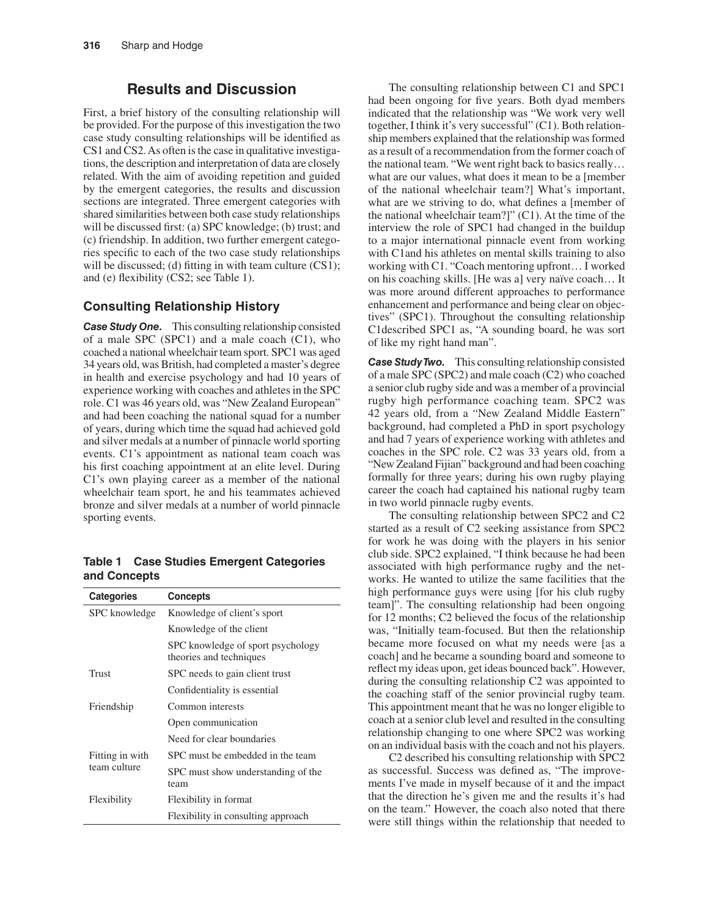## Results and Discussion

First, a brief history of the consulting relationship will be provided. For the purpose of this investigation the two case study consulting relationships will be identified as CS1 and CS2. As often is the case in qualitative investigations, the description and interpretation of data are closely related. With the aim of avoiding repetition and guided by the emergent categories, the results and discussion sections are integrated. Three emergent categories with shared similarities between both case study relationships will be discussed first: (a) SPC knowledge; (b) trust; and (c) friendship. In addition, two further emergent categories specific to each of the two case study relationships will be discussed; (d) fitting in with team culture (CS1); and (e) flexibility (CS2; see Table 1).

### Consulting Relationship History

***Case Study One.*** This consulting relationship consisted of a male SPC (SPC1) and a male coach (C1), who coached a national wheelchair team sport. SPC1 was aged 34 years old, was British, had completed a master's degree in health and exercise psychology and had 10 years of experience working with coaches and athletes in the SPC role. C1 was 46 years old, was "New Zealand European" and had been coaching the national squad for a number of years, during which time the squad had achieved gold and silver medals at a number of pinnacle world sporting events. C1's appointment as national team coach was his first coaching appointment at an elite level. During C1's own playing career as a member of the national wheelchair team sport, he and his teammates achieved bronze and silver medals at a number of world pinnacle sporting events.

**Table 1 Case Studies Emergent Categories and Concepts**

| Categories | Concepts |
|---|---|
| SPC knowledge | Knowledge of client's sport |
| | Knowledge of the client |
| | SPC knowledge of sport psychology theories and techniques |
| Trust | SPC needs to gain client trust |
| | Confidentiality is essential |
| Friendship | Common interests |
| | Open communication |
| | Need for clear boundaries |
| Fitting in with team culture | SPC must be embedded in the team |
| | SPC must show understanding of the team |
| Flexibility | Flexibility in format |
| | Flexibility in consulting approach |

The consulting relationship between C1 and SPC1 had been ongoing for five years. Both dyad members indicated that the relationship was "We work very well together, I think it's very successful" (C1). Both relationship members explained that the relationship was formed as a result of a recommendation from the former coach of the national team. "We went right back to basics really… what are our values, what does it mean to be a [member of the national wheelchair team?] What's important, what are we striving to do, what defines a [member of the national wheelchair team?]" (C1). At the time of the interview the role of SPC1 had changed in the buildup to a major international pinnacle event from working with C1and his athletes on mental skills training to also working with C1. "Coach mentoring upfront… I worked on his coaching skills. [He was a] very naïve coach… It was more around different approaches to performance enhancement and performance and being clear on objectives" (SPC1). Throughout the consulting relationship C1described SPC1 as, "A sounding board, he was sort of like my right hand man".

***Case Study Two.*** This consulting relationship consisted of a male SPC (SPC2) and male coach (C2) who coached a senior club rugby side and was a member of a provincial rugby high performance coaching team. SPC2 was 42 years old, from a "New Zealand Middle Eastern" background, had completed a PhD in sport psychology and had 7 years of experience working with athletes and coaches in the SPC role. C2 was 33 years old, from a "New Zealand Fijian" background and had been coaching formally for three years; during his own rugby playing career the coach had captained his national rugby team in two world pinnacle rugby events.

The consulting relationship between SPC2 and C2 started as a result of C2 seeking assistance from SPC2 for work he was doing with the players in his senior club side. SPC2 explained, "I think because he had been associated with high performance rugby and the networks. He wanted to utilize the same facilities that the high performance guys were using [for his club rugby team]". The consulting relationship had been ongoing for 12 months; C2 believed the focus of the relationship was, "Initially team-focused. But then the relationship became more focused on what my needs were [as a coach] and he became a sounding board and someone to reflect my ideas upon, get ideas bounced back". However, during the consulting relationship C2 was appointed to the coaching staff of the senior provincial rugby team. This appointment meant that he was no longer eligible to coach at a senior club level and resulted in the consulting relationship changing to one where SPC2 was working on an individual basis with the coach and not his players.

C2 described his consulting relationship with SPC2 as successful. Success was defined as, "The improvements I've made in myself because of it and the impact that the direction he's given me and the results it's had on the team." However, the coach also noted that there were still things within the relationship that needed to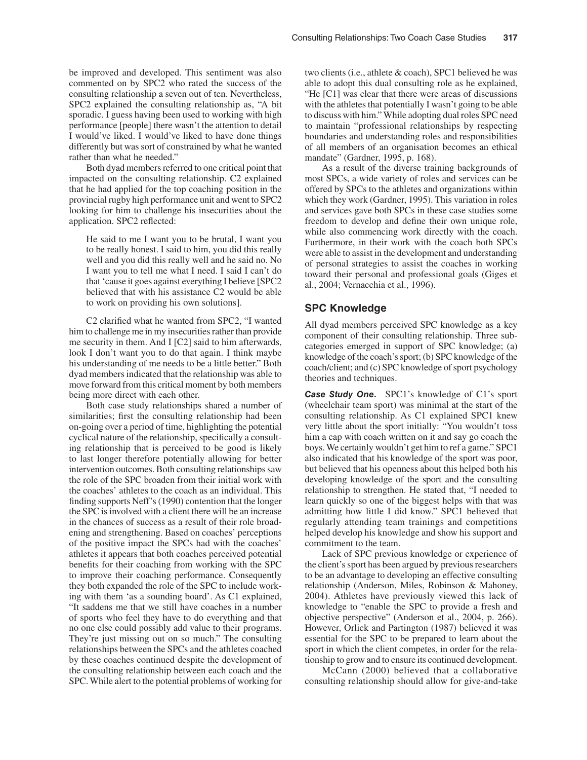be improved and developed. This sentiment was also commented on by SPC2 who rated the success of the consulting relationship a seven out of ten. Nevertheless, SPC2 explained the consulting relationship as, "A bit sporadic. I guess having been used to working with high performance [people] there wasn't the attention to detail I would've liked. I would've liked to have done things differently but was sort of constrained by what he wanted rather than what he needed."

Both dyad members referred to one critical point that impacted on the consulting relationship. C2 explained that he had applied for the top coaching position in the provincial rugby high performance unit and went to SPC2 looking for him to challenge his insecurities about the application. SPC2 reflected:

> He said to me I want you to be brutal, I want you to be really honest. I said to him, you did this really well and you did this really well and he said no. No I want you to tell me what I need. I said I can't do that 'cause it goes against everything I believe [SPC2 believed that with his assistance C2 would be able to work on providing his own solutions].

C2 clarified what he wanted from SPC2, "I wanted him to challenge me in my insecurities rather than provide me security in them. And I [C2] said to him afterwards, look I don't want you to do that again. I think maybe his understanding of me needs to be a little better." Both dyad members indicated that the relationship was able to move forward from this critical moment by both members being more direct with each other.

Both case study relationships shared a number of similarities; first the consulting relationship had been on-going over a period of time, highlighting the potential cyclical nature of the relationship, specifically a consulting relationship that is perceived to be good is likely to last longer therefore potentially allowing for better intervention outcomes. Both consulting relationships saw the role of the SPC broaden from their initial work with the coaches' athletes to the coach as an individual. This finding supports Neff's (1990) contention that the longer the SPC is involved with a client there will be an increase in the chances of success as a result of their role broadening and strengthening. Based on coaches' perceptions of the positive impact the SPCs had with the coaches' athletes it appears that both coaches perceived potential benefits for their coaching from working with the SPC to improve their coaching performance. Consequently they both expanded the role of the SPC to include working with them 'as a sounding board'. As C1 explained, "It saddens me that we still have coaches in a number of sports who feel they have to do everything and that no one else could possibly add value to their programs. They're just missing out on so much." The consulting relationships between the SPCs and the athletes coached by these coaches continued despite the development of the consulting relationship between each coach and the SPC. While alert to the potential problems of working for two clients (i.e., athlete & coach), SPC1 believed he was able to adopt this dual consulting role as he explained, "He [C1] was clear that there were areas of discussions with the athletes that potentially I wasn't going to be able to discuss with him." While adopting dual roles SPC need to maintain "professional relationships by respecting boundaries and understanding roles and responsibilities of all members of an organisation becomes an ethical mandate" (Gardner, 1995, p. 168).

As a result of the diverse training backgrounds of most SPCs, a wide variety of roles and services can be offered by SPCs to the athletes and organizations within which they work (Gardner, 1995). This variation in roles and services gave both SPCs in these case studies some freedom to develop and define their own unique role, while also commencing work directly with the coach. Furthermore, in their work with the coach both SPCs were able to assist in the development and understanding of personal strategies to assist the coaches in working toward their personal and professional goals (Giges et al., 2004; Vernacchia et al., 1996).

## SPC Knowledge

All dyad members perceived SPC knowledge as a key component of their consulting relationship. Three subcategories emerged in support of SPC knowledge; (a) knowledge of the coach's sport; (b) SPC knowledge of the coach/client; and (c) SPC knowledge of sport psychology theories and techniques.

***Case Study One.*** SPC1's knowledge of C1's sport (wheelchair team sport) was minimal at the start of the consulting relationship. As C1 explained SPC1 knew very little about the sport initially: "You wouldn't toss him a cap with coach written on it and say go coach the boys. We certainly wouldn't get him to ref a game." SPC1 also indicated that his knowledge of the sport was poor, but believed that his openness about this helped both his developing knowledge of the sport and the consulting relationship to strengthen. He stated that, "I needed to learn quickly so one of the biggest helps with that was admitting how little I did know." SPC1 believed that regularly attending team trainings and competitions helped develop his knowledge and show his support and commitment to the team.

Lack of SPC previous knowledge or experience of the client's sport has been argued by previous researchers to be an advantage to developing an effective consulting relationship (Anderson, Miles, Robinson & Mahoney, 2004). Athletes have previously viewed this lack of knowledge to "enable the SPC to provide a fresh and objective perspective" (Anderson et al., 2004, p. 266). However, Orlick and Partington (1987) believed it was essential for the SPC to be prepared to learn about the sport in which the client competes, in order for the relationship to grow and to ensure its continued development.

McCann (2000) believed that a collaborative consulting relationship should allow for give-and-take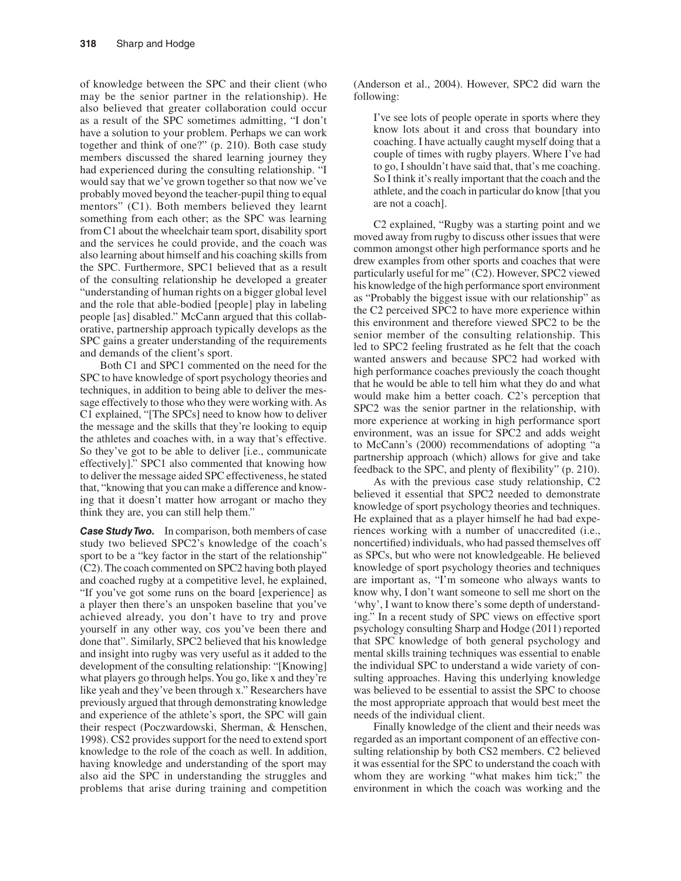of knowledge between the SPC and their client (who may be the senior partner in the relationship). He also believed that greater collaboration could occur as a result of the SPC sometimes admitting, "I don't have a solution to your problem. Perhaps we can work together and think of one?" (p. 210). Both case study members discussed the shared learning journey they had experienced during the consulting relationship. "I would say that we've grown together so that now we've probably moved beyond the teacher-pupil thing to equal mentors" (C1). Both members believed they learnt something from each other; as the SPC was learning from C1 about the wheelchair team sport, disability sport and the services he could provide, and the coach was also learning about himself and his coaching skills from the SPC. Furthermore, SPC1 believed that as a result of the consulting relationship he developed a greater "understanding of human rights on a bigger global level and the role that able-bodied [people] play in labeling people [as] disabled." McCann argued that this collaborative, partnership approach typically develops as the SPC gains a greater understanding of the requirements and demands of the client's sport.

Both C1 and SPC1 commented on the need for the SPC to have knowledge of sport psychology theories and techniques, in addition to being able to deliver the message effectively to those who they were working with. As C1 explained, "[The SPCs] need to know how to deliver the message and the skills that they're looking to equip the athletes and coaches with, in a way that's effective. So they've got to be able to deliver [i.e., communicate effectively]." SPC1 also commented that knowing how to deliver the message aided SPC effectiveness, he stated that, "knowing that you can make a difference and knowing that it doesn't matter how arrogant or macho they think they are, you can still help them."

***Case Study Two.*** In comparison, both members of case study two believed SPC2's knowledge of the coach's sport to be a "key factor in the start of the relationship" (C2). The coach commented on SPC2 having both played and coached rugby at a competitive level, he explained, "If you've got some runs on the board [experience] as a player then there's an unspoken baseline that you've achieved already, you don't have to try and prove yourself in any other way, cos you've been there and done that". Similarly, SPC2 believed that his knowledge and insight into rugby was very useful as it added to the development of the consulting relationship: "[Knowing] what players go through helps. You go, like x and they're like yeah and they've been through x." Researchers have previously argued that through demonstrating knowledge and experience of the athlete's sport, the SPC will gain their respect (Poczwardowski, Sherman, & Henschen, 1998). CS2 provides support for the need to extend sport knowledge to the role of the coach as well. In addition, having knowledge and understanding of the sport may also aid the SPC in understanding the struggles and problems that arise during training and competition (Anderson et al., 2004). However, SPC2 did warn the following:

> I've see lots of people operate in sports where they know lots about it and cross that boundary into coaching. I have actually caught myself doing that a couple of times with rugby players. Where I've had to go, I shouldn't have said that, that's me coaching. So I think it's really important that the coach and the athlete, and the coach in particular do know [that you are not a coach].

C2 explained, "Rugby was a starting point and we moved away from rugby to discuss other issues that were common amongst other high performance sports and he drew examples from other sports and coaches that were particularly useful for me" (C2). However, SPC2 viewed his knowledge of the high performance sport environment as "Probably the biggest issue with our relationship" as the C2 perceived SPC2 to have more experience within this environment and therefore viewed SPC2 to be the senior member of the consulting relationship. This led to SPC2 feeling frustrated as he felt that the coach wanted answers and because SPC2 had worked with high performance coaches previously the coach thought that he would be able to tell him what they do and what would make him a better coach. C2's perception that SPC2 was the senior partner in the relationship, with more experience at working in high performance sport environment, was an issue for SPC2 and adds weight to McCann's (2000) recommendations of adopting "a partnership approach (which) allows for give and take feedback to the SPC, and plenty of flexibility" (p. 210).

As with the previous case study relationship, C2 believed it essential that SPC2 needed to demonstrate knowledge of sport psychology theories and techniques. He explained that as a player himself he had bad experiences working with a number of unaccredited (i.e., noncertified) individuals, who had passed themselves off as SPCs, but who were not knowledgeable. He believed knowledge of sport psychology theories and techniques are important as, "I'm someone who always wants to know why, I don't want someone to sell me short on the 'why', I want to know there's some depth of understanding." In a recent study of SPC views on effective sport psychology consulting Sharp and Hodge (2011) reported that SPC knowledge of both general psychology and mental skills training techniques was essential to enable the individual SPC to understand a wide variety of consulting approaches. Having this underlying knowledge was believed to be essential to assist the SPC to choose the most appropriate approach that would best meet the needs of the individual client.

Finally knowledge of the client and their needs was regarded as an important component of an effective consulting relationship by both CS2 members. C2 believed it was essential for the SPC to understand the coach with whom they are working "what makes him tick;" the environment in which the coach was working and the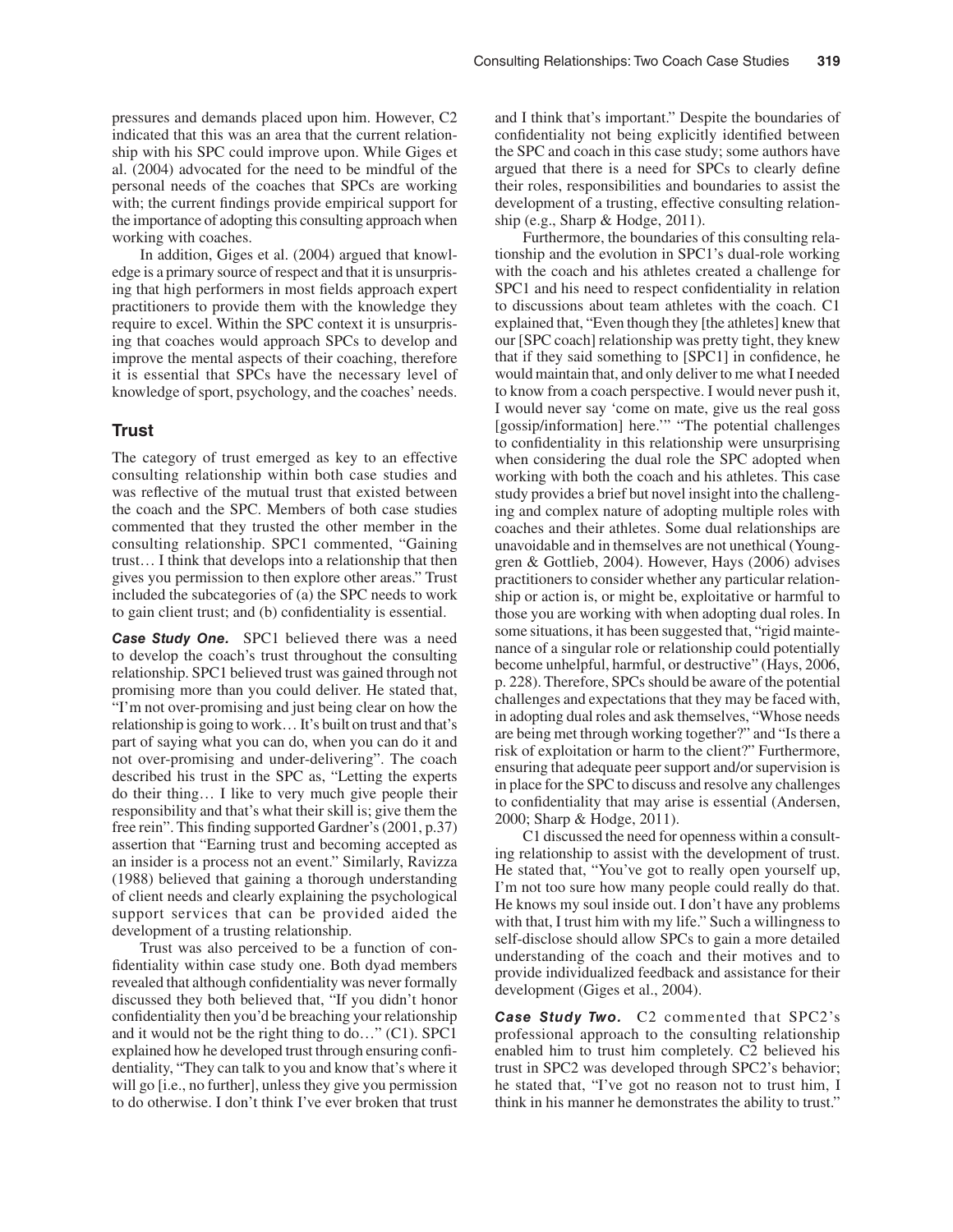pressures and demands placed upon him. However, C2 indicated that this was an area that the current relationship with his SPC could improve upon. While Giges et al. (2004) advocated for the need to be mindful of the personal needs of the coaches that SPCs are working with; the current findings provide empirical support for the importance of adopting this consulting approach when working with coaches.

In addition, Giges et al. (2004) argued that knowledge is a primary source of respect and that it is unsurprising that high performers in most fields approach expert practitioners to provide them with the knowledge they require to excel. Within the SPC context it is unsurprising that coaches would approach SPCs to develop and improve the mental aspects of their coaching, therefore it is essential that SPCs have the necessary level of knowledge of sport, psychology, and the coaches' needs.

## Trust

The category of trust emerged as key to an effective consulting relationship within both case studies and was reflective of the mutual trust that existed between the coach and the SPC. Members of both case studies commented that they trusted the other member in the consulting relationship. SPC1 commented, "Gaining trust… I think that develops into a relationship that then gives you permission to then explore other areas." Trust included the subcategories of (a) the SPC needs to work to gain client trust; and (b) confidentiality is essential.

***Case Study One.*** SPC1 believed there was a need to develop the coach's trust throughout the consulting relationship. SPC1 believed trust was gained through not promising more than you could deliver. He stated that, "I'm not over-promising and just being clear on how the relationship is going to work… It's built on trust and that's part of saying what you can do, when you can do it and not over-promising and under-delivering". The coach described his trust in the SPC as, "Letting the experts do their thing… I like to very much give people their responsibility and that's what their skill is; give them the free rein". This finding supported Gardner's (2001, p.37) assertion that "Earning trust and becoming accepted as an insider is a process not an event." Similarly, Ravizza (1988) believed that gaining a thorough understanding of client needs and clearly explaining the psychological support services that can be provided aided the development of a trusting relationship.

Trust was also perceived to be a function of confidentiality within case study one. Both dyad members revealed that although confidentiality was never formally discussed they both believed that, "If you didn't honor confidentiality then you'd be breaching your relationship and it would not be the right thing to do…" (C1). SPC1 explained how he developed trust through ensuring confidentiality, "They can talk to you and know that's where it will go [i.e., no further], unless they give you permission to do otherwise. I don't think I've ever broken that trust and I think that's important." Despite the boundaries of confidentiality not being explicitly identified between the SPC and coach in this case study; some authors have argued that there is a need for SPCs to clearly define their roles, responsibilities and boundaries to assist the development of a trusting, effective consulting relationship (e.g., Sharp & Hodge, 2011).

Furthermore, the boundaries of this consulting relationship and the evolution in SPC1's dual-role working with the coach and his athletes created a challenge for SPC1 and his need to respect confidentiality in relation to discussions about team athletes with the coach. C1 explained that, "Even though they [the athletes] knew that our [SPC coach] relationship was pretty tight, they knew that if they said something to [SPC1] in confidence, he would maintain that, and only deliver to me what I needed to know from a coach perspective. I would never push it, I would never say 'come on mate, give us the real goss [gossip/information] here.'" "The potential challenges to confidentiality in this relationship were unsurprising when considering the dual role the SPC adopted when working with both the coach and his athletes. This case study provides a brief but novel insight into the challenging and complex nature of adopting multiple roles with coaches and their athletes. Some dual relationships are unavoidable and in themselves are not unethical (Younggren & Gottlieb, 2004). However, Hays (2006) advises practitioners to consider whether any particular relationship or action is, or might be, exploitative or harmful to those you are working with when adopting dual roles. In some situations, it has been suggested that, "rigid maintenance of a singular role or relationship could potentially become unhelpful, harmful, or destructive" (Hays, 2006, p. 228). Therefore, SPCs should be aware of the potential challenges and expectations that they may be faced with, in adopting dual roles and ask themselves, "Whose needs are being met through working together?" and "Is there a risk of exploitation or harm to the client?" Furthermore, ensuring that adequate peer support and/or supervision is in place for the SPC to discuss and resolve any challenges to confidentiality that may arise is essential (Andersen, 2000; Sharp & Hodge, 2011).

C1 discussed the need for openness within a consulting relationship to assist with the development of trust. He stated that, "You've got to really open yourself up, I'm not too sure how many people could really do that. He knows my soul inside out. I don't have any problems with that, I trust him with my life." Such a willingness to self-disclose should allow SPCs to gain a more detailed understanding of the coach and their motives and to provide individualized feedback and assistance for their development (Giges et al., 2004).

***Case Study Two.*** C2 commented that SPC2's professional approach to the consulting relationship enabled him to trust him completely. C2 believed his trust in SPC2 was developed through SPC2's behavior; he stated that, "I've got no reason not to trust him, I think in his manner he demonstrates the ability to trust."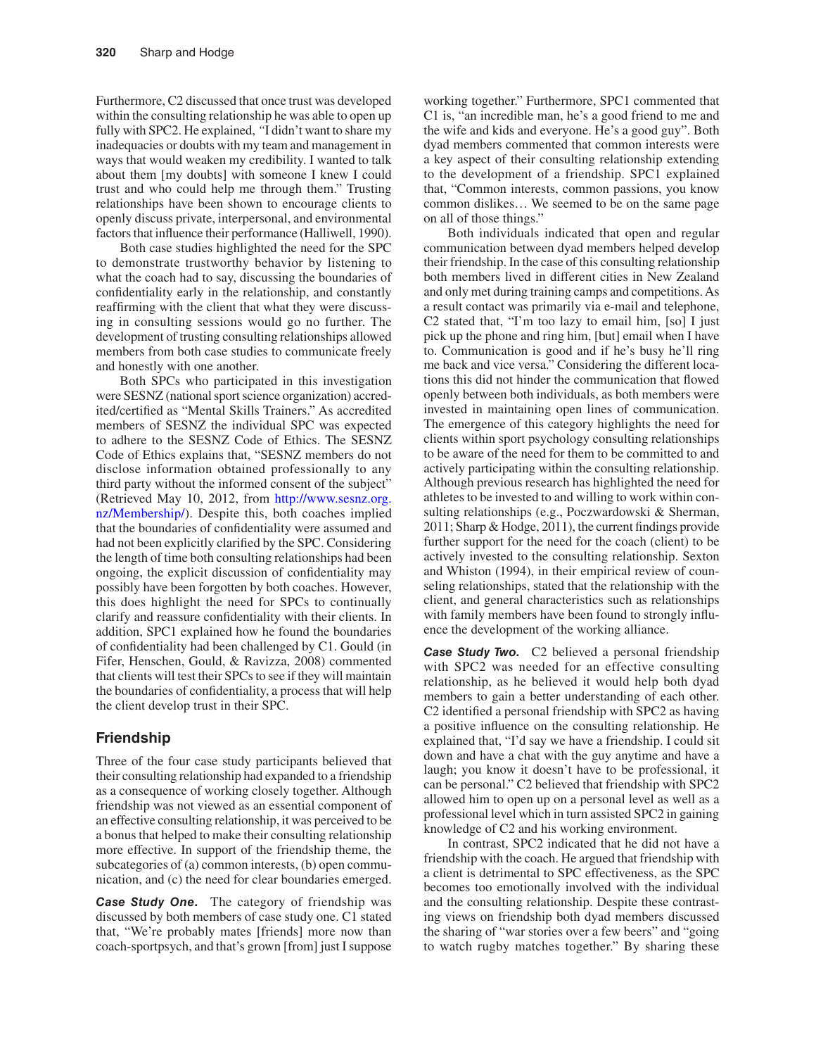Furthermore, C2 discussed that once trust was developed within the consulting relationship he was able to open up fully with SPC2. He explained, "I didn't want to share my inadequacies or doubts with my team and management in ways that would weaken my credibility. I wanted to talk about them [my doubts] with someone I knew I could trust and who could help me through them." Trusting relationships have been shown to encourage clients to openly discuss private, interpersonal, and environmental factors that influence their performance (Halliwell, 1990).

Both case studies highlighted the need for the SPC to demonstrate trustworthy behavior by listening to what the coach had to say, discussing the boundaries of confidentiality early in the relationship, and constantly reaffirming with the client that what they were discussing in consulting sessions would go no further. The development of trusting consulting relationships allowed members from both case studies to communicate freely and honestly with one another.

Both SPCs who participated in this investigation were SESNZ (national sport science organization) accredited/certified as "Mental Skills Trainers." As accredited members of SESNZ the individual SPC was expected to adhere to the SESNZ Code of Ethics. The SESNZ Code of Ethics explains that, "SESNZ members do not disclose information obtained professionally to any third party without the informed consent of the subject" (Retrieved May 10, 2012, from http://www.sesnz.org.nz/Membership/). Despite this, both coaches implied that the boundaries of confidentiality were assumed and had not been explicitly clarified by the SPC. Considering the length of time both consulting relationships had been ongoing, the explicit discussion of confidentiality may possibly have been forgotten by both coaches. However, this does highlight the need for SPCs to continually clarify and reassure confidentiality with their clients. In addition, SPC1 explained how he found the boundaries of confidentiality had been challenged by C1. Gould (in Fifer, Henschen, Gould, & Ravizza, 2008) commented that clients will test their SPCs to see if they will maintain the boundaries of confidentiality, a process that will help the client develop trust in their SPC.

## Friendship

Three of the four case study participants believed that their consulting relationship had expanded to a friendship as a consequence of working closely together. Although friendship was not viewed as an essential component of an effective consulting relationship, it was perceived to be a bonus that helped to make their consulting relationship more effective. In support of the friendship theme, the subcategories of (a) common interests, (b) open communication, and (c) the need for clear boundaries emerged.

***Case Study One.*** The category of friendship was discussed by both members of case study one. C1 stated that, "We're probably mates [friends] more now than coach-sportpsych, and that's grown [from] just I suppose working together." Furthermore, SPC1 commented that C1 is, "an incredible man, he's a good friend to me and the wife and kids and everyone. He's a good guy". Both dyad members commented that common interests were a key aspect of their consulting relationship extending to the development of a friendship. SPC1 explained that, "Common interests, common passions, you know common dislikes… We seemed to be on the same page on all of those things."

Both individuals indicated that open and regular communication between dyad members helped develop their friendship. In the case of this consulting relationship both members lived in different cities in New Zealand and only met during training camps and competitions. As a result contact was primarily via e-mail and telephone, C2 stated that, "I'm too lazy to email him, [so] I just pick up the phone and ring him, [but] email when I have to. Communication is good and if he's busy he'll ring me back and vice versa." Considering the different locations this did not hinder the communication that flowed openly between both individuals, as both members were invested in maintaining open lines of communication. The emergence of this category highlights the need for clients within sport psychology consulting relationships to be aware of the need for them to be committed to and actively participating within the consulting relationship. Although previous research has highlighted the need for athletes to be invested to and willing to work within consulting relationships (e.g., Poczwardowski & Sherman, 2011; Sharp & Hodge, 2011), the current findings provide further support for the need for the coach (client) to be actively invested to the consulting relationship. Sexton and Whiston (1994), in their empirical review of counseling relationships, stated that the relationship with the client, and general characteristics such as relationships with family members have been found to strongly influence the development of the working alliance.

***Case Study Two.*** C2 believed a personal friendship with SPC2 was needed for an effective consulting relationship, as he believed it would help both dyad members to gain a better understanding of each other. C2 identified a personal friendship with SPC2 as having a positive influence on the consulting relationship. He explained that, "I'd say we have a friendship. I could sit down and have a chat with the guy anytime and have a laugh; you know it doesn't have to be professional, it can be personal." C2 believed that friendship with SPC2 allowed him to open up on a personal level as well as a professional level which in turn assisted SPC2 in gaining knowledge of C2 and his working environment.

In contrast, SPC2 indicated that he did not have a friendship with the coach. He argued that friendship with a client is detrimental to SPC effectiveness, as the SPC becomes too emotionally involved with the individual and the consulting relationship. Despite these contrasting views on friendship both dyad members discussed the sharing of "war stories over a few beers" and "going to watch rugby matches together." By sharing these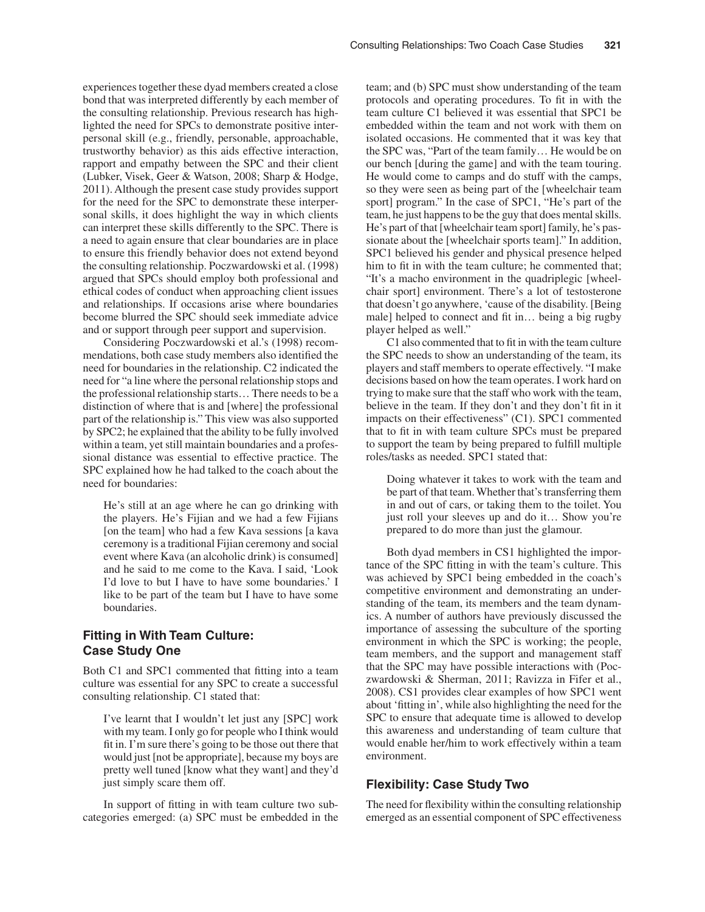experiences together these dyad members created a close bond that was interpreted differently by each member of the consulting relationship. Previous research has highlighted the need for SPCs to demonstrate positive interpersonal skill (e.g., friendly, personable, approachable, trustworthy behavior) as this aids effective interaction, rapport and empathy between the SPC and their client (Lubker, Visek, Geer & Watson, 2008; Sharp & Hodge, 2011). Although the present case study provides support for the need for the SPC to demonstrate these interpersonal skills, it does highlight the way in which clients can interpret these skills differently to the SPC. There is a need to again ensure that clear boundaries are in place to ensure this friendly behavior does not extend beyond the consulting relationship. Poczwardowski et al. (1998) argued that SPCs should employ both professional and ethical codes of conduct when approaching client issues and relationships. If occasions arise where boundaries become blurred the SPC should seek immediate advice and or support through peer support and supervision.

Considering Poczwardowski et al.'s (1998) recommendations, both case study members also identified the need for boundaries in the relationship. C2 indicated the need for "a line where the personal relationship stops and the professional relationship starts… There needs to be a distinction of where that is and [where] the professional part of the relationship is." This view was also supported by SPC2; he explained that the ability to be fully involved within a team, yet still maintain boundaries and a professional distance was essential to effective practice. The SPC explained how he had talked to the coach about the need for boundaries:

> He's still at an age where he can go drinking with the players. He's Fijian and we had a few Fijians [on the team] who had a few Kava sessions [a kava ceremony is a traditional Fijian ceremony and social event where Kava (an alcoholic drink) is consumed] and he said to me come to the Kava. I said, 'Look I'd love to but I have to have some boundaries.' I like to be part of the team but I have to have some boundaries.

## Fitting in With Team Culture: Case Study One

Both C1 and SPC1 commented that fitting into a team culture was essential for any SPC to create a successful consulting relationship. C1 stated that:

> I've learnt that I wouldn't let just any [SPC] work with my team. I only go for people who I think would fit in. I'm sure there's going to be those out there that would just [not be appropriate], because my boys are pretty well tuned [know what they want] and they'd just simply scare them off.

In support of fitting in with team culture two subcategories emerged: (a) SPC must be embedded in the team; and (b) SPC must show understanding of the team protocols and operating procedures. To fit in with the team culture C1 believed it was essential that SPC1 be embedded within the team and not work with them on isolated occasions. He commented that it was key that the SPC was, "Part of the team family… He would be on our bench [during the game] and with the team touring. He would come to camps and do stuff with the camps, so they were seen as being part of the [wheelchair team sport] program." In the case of SPC1, "He's part of the team, he just happens to be the guy that does mental skills. He's part of that [wheelchair team sport] family, he's passionate about the [wheelchair sports team]." In addition, SPC1 believed his gender and physical presence helped him to fit in with the team culture; he commented that; "It's a macho environment in the quadriplegic [wheelchair sport] environment. There's a lot of testosterone that doesn't go anywhere, 'cause of the disability. [Being male] helped to connect and fit in… being a big rugby player helped as well."

C1 also commented that to fit in with the team culture the SPC needs to show an understanding of the team, its players and staff members to operate effectively. "I make decisions based on how the team operates. I work hard on trying to make sure that the staff who work with the team, believe in the team. If they don't and they don't fit in it impacts on their effectiveness" (C1). SPC1 commented that to fit in with team culture SPCs must be prepared to support the team by being prepared to fulfill multiple roles/tasks as needed. SPC1 stated that:

> Doing whatever it takes to work with the team and be part of that team. Whether that's transferring them in and out of cars, or taking them to the toilet. You just roll your sleeves up and do it… Show you're prepared to do more than just the glamour.

Both dyad members in CS1 highlighted the importance of the SPC fitting in with the team's culture. This was achieved by SPC1 being embedded in the coach's competitive environment and demonstrating an understanding of the team, its members and the team dynamics. A number of authors have previously discussed the importance of assessing the subculture of the sporting environment in which the SPC is working; the people, team members, and the support and management staff that the SPC may have possible interactions with (Poczwardowski & Sherman, 2011; Ravizza in Fifer et al., 2008). CS1 provides clear examples of how SPC1 went about 'fitting in', while also highlighting the need for the SPC to ensure that adequate time is allowed to develop this awareness and understanding of team culture that would enable her/him to work effectively within a team environment.

## Flexibility: Case Study Two

The need for flexibility within the consulting relationship emerged as an essential component of SPC effectiveness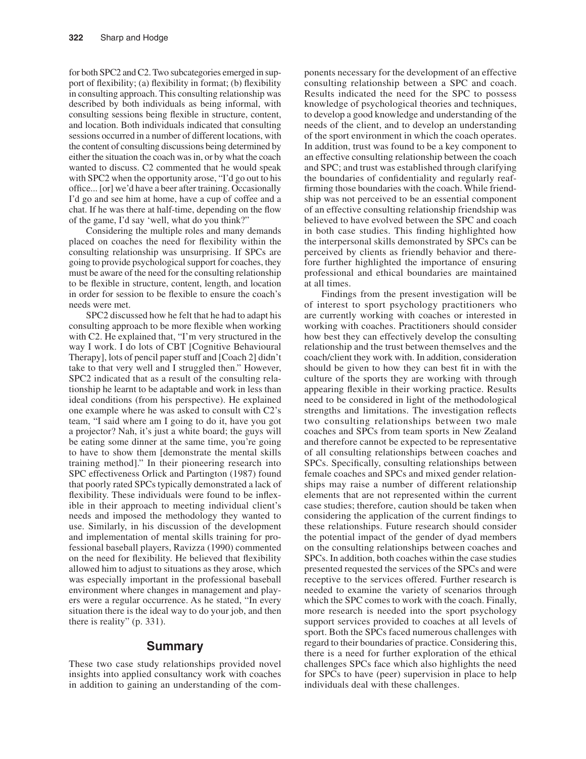for both SPC2 and C2. Two subcategories emerged in support of flexibility; (a) flexibility in format; (b) flexibility in consulting approach. This consulting relationship was described by both individuals as being informal, with consulting sessions being flexible in structure, content, and location. Both individuals indicated that consulting sessions occurred in a number of different locations, with the content of consulting discussions being determined by either the situation the coach was in, or by what the coach wanted to discuss. C2 commented that he would speak with SPC2 when the opportunity arose, "I'd go out to his office... [or] we'd have a beer after training. Occasionally I'd go and see him at home, have a cup of coffee and a chat. If he was there at half-time, depending on the flow of the game, I'd say 'well, what do you think?"

Considering the multiple roles and many demands placed on coaches the need for flexibility within the consulting relationship was unsurprising. If SPCs are going to provide psychological support for coaches, they must be aware of the need for the consulting relationship to be flexible in structure, content, length, and location in order for session to be flexible to ensure the coach's needs were met.

SPC2 discussed how he felt that he had to adapt his consulting approach to be more flexible when working with C2. He explained that, "I'm very structured in the way I work. I do lots of CBT [Cognitive Behavioural Therapy], lots of pencil paper stuff and [Coach 2] didn't take to that very well and I struggled then." However, SPC2 indicated that as a result of the consulting relationship he learnt to be adaptable and work in less than ideal conditions (from his perspective). He explained one example where he was asked to consult with C2's team, "I said where am I going to do it, have you got a projector? Nah, it's just a white board; the guys will be eating some dinner at the same time, you're going to have to show them [demonstrate the mental skills training method]." In their pioneering research into SPC effectiveness Orlick and Partington (1987) found that poorly rated SPCs typically demonstrated a lack of flexibility. These individuals were found to be inflexible in their approach to meeting individual client's needs and imposed the methodology they wanted to use. Similarly, in his discussion of the development and implementation of mental skills training for professional baseball players, Ravizza (1990) commented on the need for flexibility. He believed that flexibility allowed him to adjust to situations as they arose, which was especially important in the professional baseball environment where changes in management and players were a regular occurrence. As he stated, "In every situation there is the ideal way to do your job, and then there is reality" (p. 331).

## Summary

These two case study relationships provided novel insights into applied consultancy work with coaches in addition to gaining an understanding of the components necessary for the development of an effective consulting relationship between a SPC and coach. Results indicated the need for the SPC to possess knowledge of psychological theories and techniques, to develop a good knowledge and understanding of the needs of the client, and to develop an understanding of the sport environment in which the coach operates. In addition, trust was found to be a key component to an effective consulting relationship between the coach and SPC; and trust was established through clarifying the boundaries of confidentiality and regularly reaffirming those boundaries with the coach. While friendship was not perceived to be an essential component of an effective consulting relationship friendship was believed to have evolved between the SPC and coach in both case studies. This finding highlighted how the interpersonal skills demonstrated by SPCs can be perceived by clients as friendly behavior and therefore further highlighted the importance of ensuring professional and ethical boundaries are maintained at all times.

Findings from the present investigation will be of interest to sport psychology practitioners who are currently working with coaches or interested in working with coaches. Practitioners should consider how best they can effectively develop the consulting relationship and the trust between themselves and the coach/client they work with. In addition, consideration should be given to how they can best fit in with the culture of the sports they are working with through appearing flexible in their working practice. Results need to be considered in light of the methodological strengths and limitations. The investigation reflects two consulting relationships between two male coaches and SPCs from team sports in New Zealand and therefore cannot be expected to be representative of all consulting relationships between coaches and SPCs. Specifically, consulting relationships between female coaches and SPCs and mixed gender relationships may raise a number of different relationship elements that are not represented within the current case studies; therefore, caution should be taken when considering the application of the current findings to these relationships. Future research should consider the potential impact of the gender of dyad members on the consulting relationships between coaches and SPCs. In addition, both coaches within the case studies presented requested the services of the SPCs and were receptive to the services offered. Further research is needed to examine the variety of scenarios through which the SPC comes to work with the coach. Finally, more research is needed into the sport psychology support services provided to coaches at all levels of sport. Both the SPCs faced numerous challenges with regard to their boundaries of practice. Considering this, there is a need for further exploration of the ethical challenges SPCs face which also highlights the need for SPCs to have (peer) supervision in place to help individuals deal with these challenges.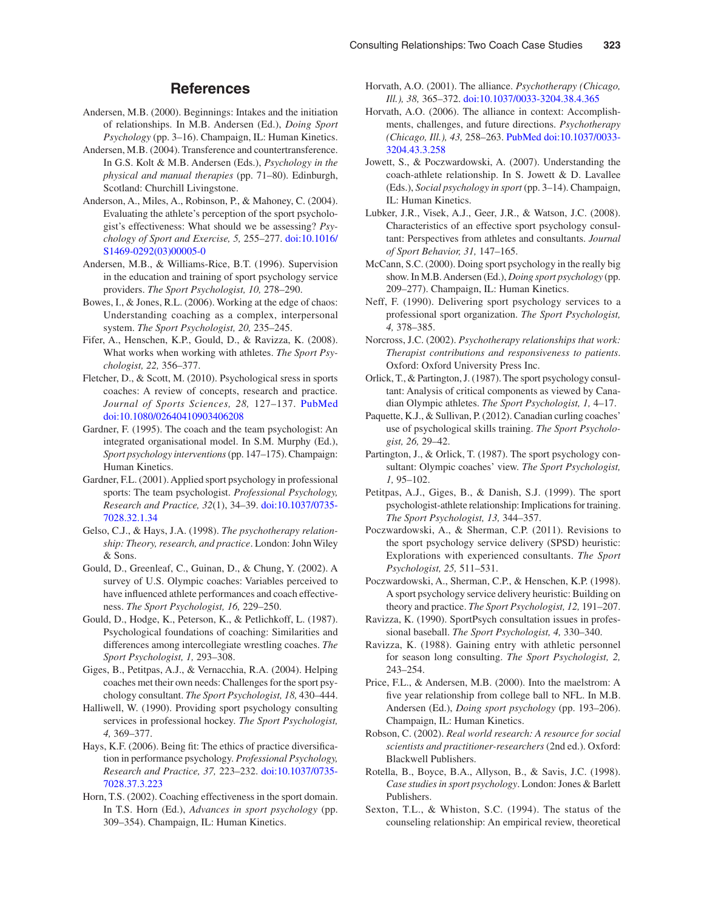## References

Andersen, M.B. (2000). Beginnings: Intakes and the initiation of relationships. In M.B. Andersen (Ed.), *Doing Sport Psychology* (pp. 3–16). Champaign, IL: Human Kinetics.

Andersen, M.B. (2004). Transference and countertransference. In G.S. Kolt & M.B. Andersen (Eds.), *Psychology in the physical and manual therapies* (pp. 71–80). Edinburgh, Scotland: Churchill Livingstone.

Anderson, A., Miles, A., Robinson, P., & Mahoney, C. (2004). Evaluating the athlete's perception of the sport psychologist's effectiveness: What should we be assessing? *Psychology of Sport and Exercise, 5,* 255–277. doi:10.1016/S1469-0292(03)00005-0

Andersen, M.B., & Williams-Rice, B.T. (1996). Supervision in the education and training of sport psychology service providers. *The Sport Psychologist, 10,* 278–290.

Bowes, I., & Jones, R.L. (2006). Working at the edge of chaos: Understanding coaching as a complex, interpersonal system. *The Sport Psychologist, 20,* 235–245.

Fifer, A., Henschen, K.P., Gould, D., & Ravizza, K. (2008). What works when working with athletes. *The Sport Psychologist, 22,* 356–377.

Fletcher, D., & Scott, M. (2010). Psychological sress in sports coaches: A review of concepts, research and practice. *Journal of Sports Sciences, 28,* 127–137. PubMed doi:10.1080/02640410903406208

Gardner, F. (1995). The coach and the team psychologist: An integrated organisational model. In S.M. Murphy (Ed.), *Sport psychology interventions* (pp. 147–175). Champaign: Human Kinetics.

Gardner, F.L. (2001). Applied sport psychology in professional sports: The team psychologist. *Professional Psychology, Research and Practice, 32*(1), 34–39. doi:10.1037/0735-7028.32.1.34

Gelso, C.J., & Hays, J.A. (1998). *The psychotherapy relationship: Theory, research, and practice*. London: John Wiley & Sons.

Gould, D., Greenleaf, C., Guinan, D., & Chung, Y. (2002). A survey of U.S. Olympic coaches: Variables perceived to have influenced athlete performances and coach effectiveness. *The Sport Psychologist, 16,* 229–250.

Gould, D., Hodge, K., Peterson, K., & Petlichkoff, L. (1987). Psychological foundations of coaching: Similarities and differences among intercollegiate wrestling coaches. *The Sport Psychologist, 1,* 293–308.

Giges, B., Petitpas, A.J., & Vernacchia, R.A. (2004). Helping coaches met their own needs: Challenges for the sport psychology consultant. *The Sport Psychologist, 18,* 430–444.

Halliwell, W. (1990). Providing sport psychology consulting services in professional hockey. *The Sport Psychologist, 4,* 369–377.

Hays, K.F. (2006). Being fit: The ethics of practice diversification in performance psychology. *Professional Psychology, Research and Practice, 37,* 223–232. doi:10.1037/0735-7028.37.3.223

Horn, T.S. (2002). Coaching effectiveness in the sport domain. In T.S. Horn (Ed.), *Advances in sport psychology* (pp. 309–354). Champaign, IL: Human Kinetics.

Horvath, A.O. (2001). The alliance. *Psychotherapy (Chicago, Ill.), 38,* 365–372. doi:10.1037/0033-3204.38.4.365

Horvath, A.O. (2006). The alliance in context: Accomplishments, challenges, and future directions. *Psychotherapy (Chicago, Ill.), 43,* 258–263. PubMed doi:10.1037/0033-3204.43.3.258

Jowett, S., & Poczwardowski, A. (2007). Understanding the coach-athlete relationship. In S. Jowett & D. Lavallee (Eds.), *Social psychology in sport* (pp. 3–14). Champaign, IL: Human Kinetics.

Lubker, J.R., Visek, A.J., Geer, J.R., & Watson, J.C. (2008). Characteristics of an effective sport psychology consultant: Perspectives from athletes and consultants. *Journal of Sport Behavior, 31,* 147–165.

McCann, S.C. (2000). Doing sport psychology in the really big show. In M.B. Andersen (Ed.), *Doing sport psychology* (pp. 209–277). Champaign, IL: Human Kinetics.

Neff, F. (1990). Delivering sport psychology services to a professional sport organization. *The Sport Psychologist, 4,* 378–385.

Norcross, J.C. (2002). *Psychotherapy relationships that work: Therapist contributions and responsiveness to patients*. Oxford: Oxford University Press Inc.

Orlick, T., & Partington, J. (1987). The sport psychology consultant: Analysis of critical components as viewed by Canadian Olympic athletes. *The Sport Psychologist, 1,* 4–17.

Paquette, K.J., & Sullivan, P. (2012). Canadian curling coaches' use of psychological skills training. *The Sport Psychologist, 26,* 29–42.

Partington, J., & Orlick, T. (1987). The sport psychology consultant: Olympic coaches' view. *The Sport Psychologist, 1,* 95–102.

Petitpas, A.J., Giges, B., & Danish, S.J. (1999). The sport psychologist-athlete relationship: Implications for training. *The Sport Psychologist, 13,* 344–357.

Poczwardowski, A., & Sherman, C.P. (2011). Revisions to the sport psychology service delivery (SPSD) heuristic: Explorations with experienced consultants. *The Sport Psychologist, 25,* 511–531.

Poczwardowski, A., Sherman, C.P., & Henschen, K.P. (1998). A sport psychology service delivery heuristic: Building on theory and practice. *The Sport Psychologist, 12,* 191–207.

Ravizza, K. (1990). SportPsych consultation issues in professional baseball. *The Sport Psychologist, 4,* 330–340.

Ravizza, K. (1988). Gaining entry with athletic personnel for season long consulting. *The Sport Psychologist, 2,* 243–254.

Price, F.L., & Andersen, M.B. (2000). Into the maelstrom: A five year relationship from college ball to NFL. In M.B. Andersen (Ed.), *Doing sport psychology* (pp. 193–206). Champaign, IL: Human Kinetics.

Robson, C. (2002). *Real world research: A resource for social scientists and practitioner-researchers* (2nd ed.). Oxford: Blackwell Publishers.

Rotella, B., Boyce, B.A., Allyson, B., & Savis, J.C. (1998). *Case studies in sport psychology*. London: Jones & Barlett Publishers.

Sexton, T.L., & Whiston, S.C. (1994). The status of the counseling relationship: An empirical review, theoretical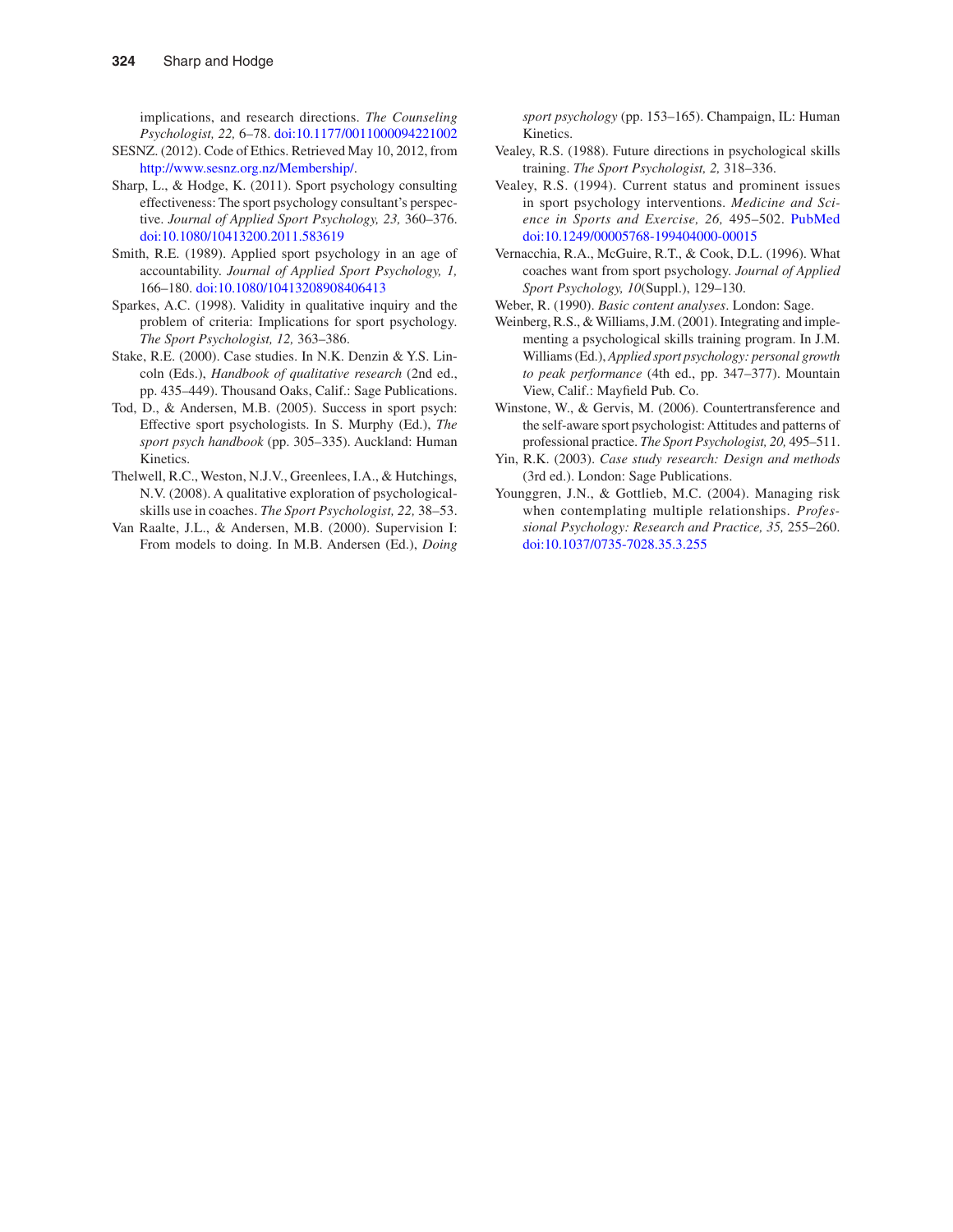implications, and research directions. *The Counseling Psychologist, 22,* 6–78. doi:10.1177/0011000094221002

SESNZ. (2012). Code of Ethics. Retrieved May 10, 2012, from http://www.sesnz.org.nz/Membership/.

Sharp, L., & Hodge, K. (2011). Sport psychology consulting effectiveness: The sport psychology consultant's perspective. *Journal of Applied Sport Psychology, 23,* 360–376. doi:10.1080/10413200.2011.583619

Smith, R.E. (1989). Applied sport psychology in an age of accountability. *Journal of Applied Sport Psychology, 1,* 166–180. doi:10.1080/10413208908406413

Sparkes, A.C. (1998). Validity in qualitative inquiry and the problem of criteria: Implications for sport psychology. *The Sport Psychologist, 12,* 363–386.

Stake, R.E. (2000). Case studies. In N.K. Denzin & Y.S. Lincoln (Eds.), *Handbook of qualitative research* (2nd ed., pp. 435–449). Thousand Oaks, Calif.: Sage Publications.

Tod, D., & Andersen, M.B. (2005). Success in sport psych: Effective sport psychologists. In S. Murphy (Ed.), *The sport psych handbook* (pp. 305–335). Auckland: Human Kinetics.

Thelwell, R.C., Weston, N.J.V., Greenlees, I.A., & Hutchings, N.V. (2008). A qualitative exploration of psychological-skills use in coaches. *The Sport Psychologist, 22,* 38–53.

Van Raalte, J.L., & Andersen, M.B. (2000). Supervision I: From models to doing. In M.B. Andersen (Ed.), *Doing sport psychology* (pp. 153–165). Champaign, IL: Human Kinetics.

Vealey, R.S. (1988). Future directions in psychological skills training. *The Sport Psychologist, 2,* 318–336.

Vealey, R.S. (1994). Current status and prominent issues in sport psychology interventions. *Medicine and Science in Sports and Exercise, 26,* 495–502. PubMed doi:10.1249/00005768-199404000-00015

Vernacchia, R.A., McGuire, R.T., & Cook, D.L. (1996). What coaches want from sport psychology. *Journal of Applied Sport Psychology, 10*(Suppl.), 129–130.

Weber, R. (1990). *Basic content analyses*. London: Sage.

Weinberg, R.S., & Williams, J.M. (2001). Integrating and implementing a psychological skills training program. In J.M. Williams (Ed.), *Applied sport psychology: personal growth to peak performance* (4th ed., pp. 347–377). Mountain View, Calif.: Mayfield Pub. Co.

Winstone, W., & Gervis, M. (2006). Countertransference and the self-aware sport psychologist: Attitudes and patterns of professional practice. *The Sport Psychologist, 20,* 495–511.

Yin, R.K. (2003). *Case study research: Design and methods* (3rd ed.). London: Sage Publications.

Younggren, J.N., & Gottlieb, M.C. (2004). Managing risk when contemplating multiple relationships. *Professional Psychology: Research and Practice, 35,* 255–260. doi:10.1037/0735-7028.35.3.255